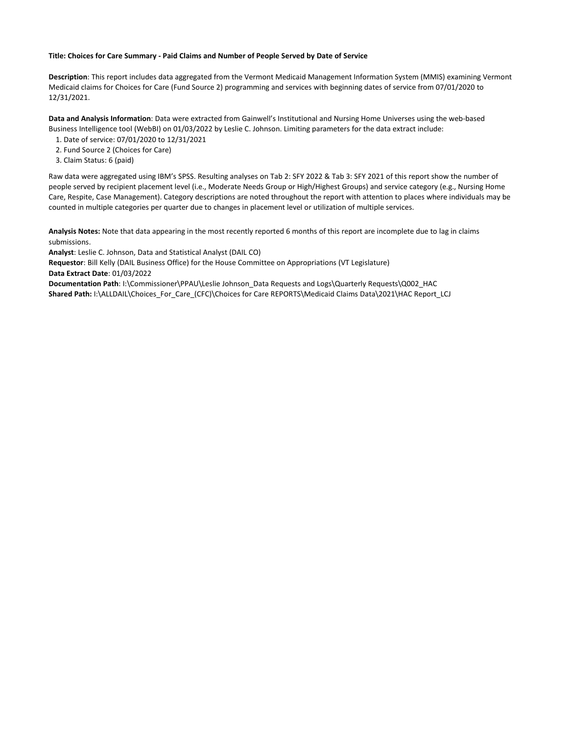**Title: Choices for Care Summary - Paid Claims and Number of People Served by Date of Service**

**Description**: This report includes data aggregated from the Vermont Medicaid Management Information System (MMIS) examining Vermont Medicaid claims for Choices for Care (Fund Source 2) programming and services with beginning dates of service from 07/01/2020 to 12/31/2021.

**Data and Analysis Information**: Data were extracted from Gainwell's Institutional and Nursing Home Universes using the web-based Business Intelligence tool (WebBI) on 01/03/2022 by Leslie C. Johnson. Limiting parameters for the data extract include:

1. Date of service: 07/01/2020 to 12/31/2021
2. Fund Source 2 (Choices for Care)
3. Claim Status: 6 (paid)

Raw data were aggregated using IBM's SPSS. Resulting analyses on Tab 2: SFY 2022 & Tab 3: SFY 2021 of this report show the number of people served by recipient placement level (i.e., Moderate Needs Group or High/Highest Groups) and service category (e.g., Nursing Home Care, Respite, Case Management). Category descriptions are noted throughout the report with attention to places where individuals may be counted in multiple categories per quarter due to changes in placement level or utilization of multiple services.

**Analysis Notes:** Note that data appearing in the most recently reported 6 months of this report are incomplete due to lag in claims submissions.

**Analyst**: Leslie C. Johnson, Data and Statistical Analyst (DAIL CO)

**Requestor**: Bill Kelly (DAIL Business Office) for the House Committee on Appropriations (VT Legislature)

**Data Extract Date**: 01/03/2022

**Documentation Path**: I:\Commissioner\PPAU\Leslie Johnson_Data Requests and Logs\Quarterly Requests\Q002_HAC

**Shared Path:** I:\ALLDAIL\Choices_For_Care_(CFC)\Choices for Care REPORTS\Medicaid Claims Data\2021\HAC Report_LCJ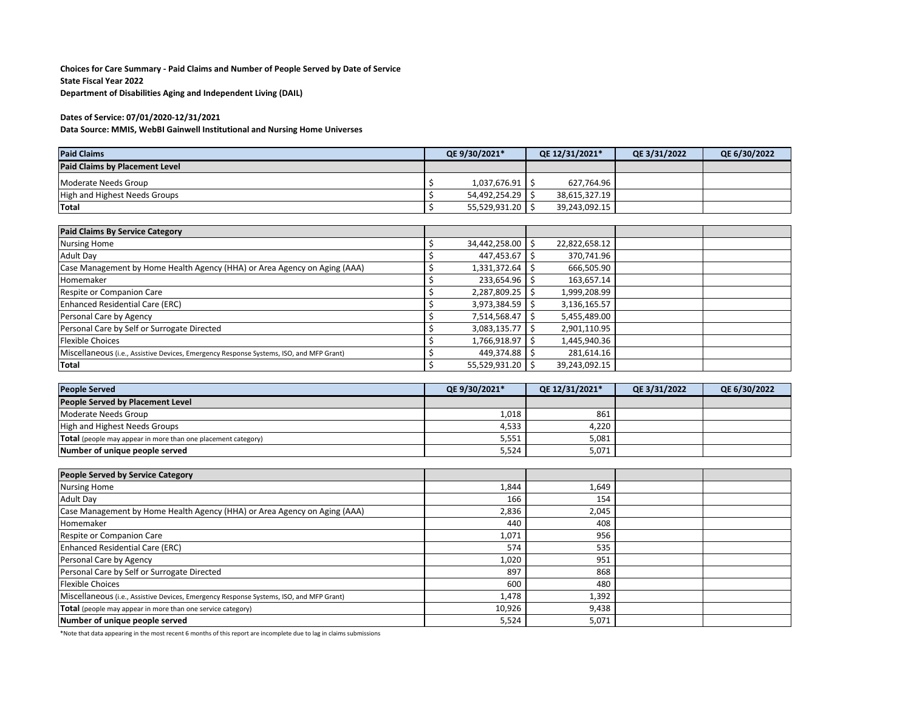**Choices for Care Summary - Paid Claims and Number of People Served by Date of Service**
**State Fiscal Year 2022**
**Department of Disabilities Aging and Independent Living (DAIL)**

**Dates of Service: 07/01/2020-12/31/2021**
**Data Source: MMIS, WebBI Gainwell Institutional and Nursing Home Universes**

| Paid Claims | QE 9/30/2021* | QE 12/31/2021* | QE 3/31/2022 | QE 6/30/2022 |
|---|---|---|---|---|
| **Paid Claims by Placement Level** | | | | |
| Moderate Needs Group | $ 1,037,676.91 | $ 627,764.96 | | |
| High and Highest Needs Groups | $ 54,492,254.29 | $ 38,615,327.19 | | |
| **Total** | $ 55,529,931.20 | $ 39,243,092.15 | | |

| Paid Claims By Service Category | | | | |
|---|---|---|---|---|
| Nursing Home | $ 34,442,258.00 | $ 22,822,658.12 | | |
| Adult Day | $ 447,453.67 | $ 370,741.96 | | |
| Case Management by Home Health Agency (HHA) or Area Agency on Aging (AAA) | $ 1,331,372.64 | $ 666,505.90 | | |
| Homemaker | $ 233,654.96 | $ 163,657.14 | | |
| Respite or Companion Care | $ 2,287,809.25 | $ 1,999,208.99 | | |
| Enhanced Residential Care (ERC) | $ 3,973,384.59 | $ 3,136,165.57 | | |
| Personal Care by Agency | $ 7,514,568.47 | $ 5,455,489.00 | | |
| Personal Care by Self or Surrogate Directed | $ 3,083,135.77 | $ 2,901,110.95 | | |
| Flexible Choices | $ 1,766,918.97 | $ 1,445,940.36 | | |
| Miscellaneous (i.e., Assistive Devices, Emergency Response Systems, ISO, and MFP Grant) | $ 449,374.88 | $ 281,614.16 | | |
| **Total** | $ 55,529,931.20 | $ 39,243,092.15 | | |

| People Served | QE 9/30/2021* | QE 12/31/2021* | QE 3/31/2022 | QE 6/30/2022 |
|---|---|---|---|---|
| **People Served by Placement Level** | | | | |
| Moderate Needs Group | 1,018 | 861 | | |
| High and Highest Needs Groups | 4,533 | 4,220 | | |
| **Total** (people may appear in more than one placement category) | 5,551 | 5,081 | | |
| **Number of unique people served** | 5,524 | 5,071 | | |

| People Served by Service Category | | | | |
|---|---|---|---|---|
| Nursing Home | 1,844 | 1,649 | | |
| Adult Day | 166 | 154 | | |
| Case Management by Home Health Agency (HHA) or Area Agency on Aging (AAA) | 2,836 | 2,045 | | |
| Homemaker | 440 | 408 | | |
| Respite or Companion Care | 1,071 | 956 | | |
| Enhanced Residential Care (ERC) | 574 | 535 | | |
| Personal Care by Agency | 1,020 | 951 | | |
| Personal Care by Self or Surrogate Directed | 897 | 868 | | |
| Flexible Choices | 600 | 480 | | |
| Miscellaneous (i.e., Assistive Devices, Emergency Response Systems, ISO, and MFP Grant) | 1,478 | 1,392 | | |
| **Total** (people may appear in more than one service category) | 10,926 | 9,438 | | |
| **Number of unique people served** | 5,524 | 5,071 | | |

*Note that data appearing in the most recent 6 months of this report are incomplete due to lag in claims submissions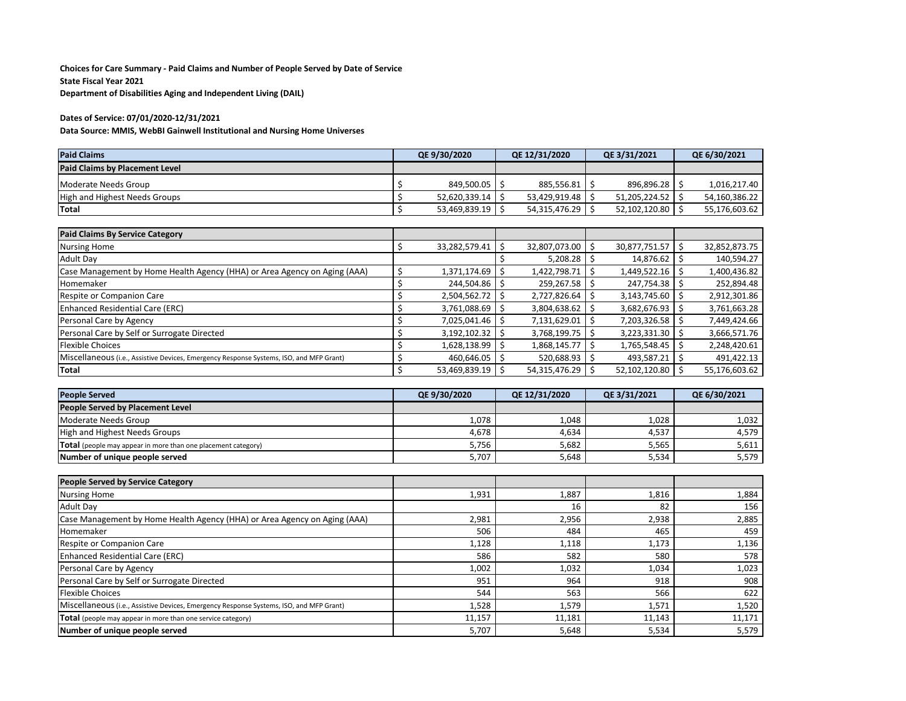**Choices for Care Summary - Paid Claims and Number of People Served by Date of Service**
**State Fiscal Year 2021**
**Department of Disabilities Aging and Independent Living (DAIL)**

**Dates of Service: 07/01/2020-12/31/2021**
**Data Source: MMIS, WebBI Gainwell Institutional and Nursing Home Universes**

| **Paid Claims** | QE 9/30/2020 | QE 12/31/2020 | QE 3/31/2021 | QE 6/30/2021 |
|---|---|---|---|---|
| **Paid Claims by Placement Level** | | | | |
| Moderate Needs Group | $ 849,500.05 | $ 885,556.81 | $ 896,896.28 | $ 1,016,217.40 |
| High and Highest Needs Groups | $ 52,620,339.14 | $ 53,429,919.48 | $ 51,205,224.52 | $ 54,160,386.22 |
| **Total** | $ 53,469,839.19 | $ 54,315,476.29 | $ 52,102,120.80 | $ 55,176,603.62 |

| **Paid Claims By Service Category** | | | | |
|---|---|---|---|---|
| Nursing Home | $ 33,282,579.41 | $ 32,807,073.00 | $ 30,877,751.57 | $ 32,852,873.75 |
| Adult Day | | $ 5,208.28 | $ 14,876.62 | $ 140,594.27 |
| Case Management by Home Health Agency (HHA) or Area Agency on Aging (AAA) | $ 1,371,174.69 | $ 1,422,798.71 | $ 1,449,522.16 | $ 1,400,436.82 |
| Homemaker | $ 244,504.86 | $ 259,267.58 | $ 247,754.38 | $ 252,894.48 |
| Respite or Companion Care | $ 2,504,562.72 | $ 2,727,826.64 | $ 3,143,745.60 | $ 2,912,301.86 |
| Enhanced Residential Care (ERC) | $ 3,761,088.69 | $ 3,804,638.62 | $ 3,682,676.93 | $ 3,761,663.28 |
| Personal Care by Agency | $ 7,025,041.46 | $ 7,131,629.01 | $ 7,203,326.58 | $ 7,449,424.66 |
| Personal Care by Self or Surrogate Directed | $ 3,192,102.32 | $ 3,768,199.75 | $ 3,223,331.30 | $ 3,666,571.76 |
| Flexible Choices | $ 1,628,138.99 | $ 1,868,145.77 | $ 1,765,548.45 | $ 2,248,420.61 |
| Miscellaneous (i.e., Assistive Devices, Emergency Response Systems, ISO, and MFP Grant) | $ 460,646.05 | $ 520,688.93 | $ 493,587.21 | $ 491,422.13 |
| **Total** | $ 53,469,839.19 | $ 54,315,476.29 | $ 52,102,120.80 | $ 55,176,603.62 |

| **People Served** | QE 9/30/2020 | QE 12/31/2020 | QE 3/31/2021 | QE 6/30/2021 |
|---|---|---|---|---|
| **People Served by Placement Level** | | | | |
| Moderate Needs Group | 1,078 | 1,048 | 1,028 | 1,032 |
| High and Highest Needs Groups | 4,678 | 4,634 | 4,537 | 4,579 |
| **Total** (people may appear in more than one placement category) | 5,756 | 5,682 | 5,565 | 5,611 |
| **Number of unique people served** | 5,707 | 5,648 | 5,534 | 5,579 |

| **People Served by Service Category** | | | | |
|---|---|---|---|---|
| Nursing Home | 1,931 | 1,887 | 1,816 | 1,884 |
| Adult Day | | 16 | 82 | 156 |
| Case Management by Home Health Agency (HHA) or Area Agency on Aging (AAA) | 2,981 | 2,956 | 2,938 | 2,885 |
| Homemaker | 506 | 484 | 465 | 459 |
| Respite or Companion Care | 1,128 | 1,118 | 1,173 | 1,136 |
| Enhanced Residential Care (ERC) | 586 | 582 | 580 | 578 |
| Personal Care by Agency | 1,002 | 1,032 | 1,034 | 1,023 |
| Personal Care by Self or Surrogate Directed | 951 | 964 | 918 | 908 |
| Flexible Choices | 544 | 563 | 566 | 622 |
| Miscellaneous (i.e., Assistive Devices, Emergency Response Systems, ISO, and MFP Grant) | 1,528 | 1,579 | 1,571 | 1,520 |
| **Total** (people may appear in more than one service category) | 11,157 | 11,181 | 11,143 | 11,171 |
| **Number of unique people served** | 5,707 | 5,648 | 5,534 | 5,579 |